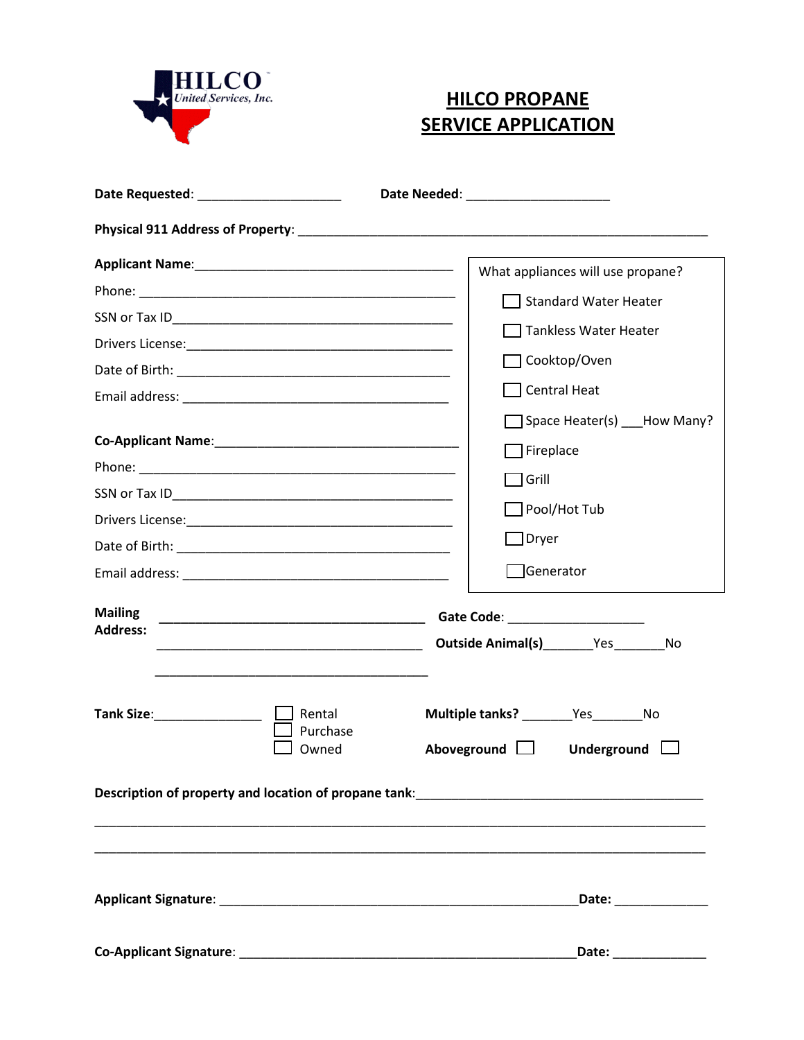HILCO United Services, Inc.

# HILCO PROPANE SERVICE APPLICATION

**Date Requested**: ____________________ **Date Needed**: ____________________

**Physical 911 Address of Property**: ________________________________________________________

**Applicant Name**:____________________________________

Phone: ______________________________________________

SSN or Tax ID________________________________________

Drivers License:______________________________________

Date of Birth: ________________________________________

Email address: _______________________________________

**Co-Applicant Name**:__________________________________

Phone: ______________________________________________

SSN or Tax ID________________________________________

Drivers License:______________________________________

Date of Birth: ________________________________________

Email address: _______________________________________

What appliances will use propane?

- ☐ Standard Water Heater
- ☐ Tankless Water Heater
- ☐ Cooktop/Oven
- ☐ Central Heat
- ☐ Space Heater(s) ___How Many?
- ☐ Fireplace
- ☐ Grill
- ☐ Pool/Hot Tub
- ☐ Dryer
- ☐ Generator

**Mailing Address:** ____________________________________

____________________________________

____________________________________

**Gate Code**: ___________________

**Outside Animal(s)**_______Yes_______No

**Tank Size**:_______________ ☐ Rental ☐ Purchase ☐ Owned

**Multiple tanks?** _______Yes_______No

**Aboveground** ☐ **Underground** ☐

**Description of property and location of propane tank**:________________________________________

________________________________________________________________________________

________________________________________________________________________________

**Applicant Signature**: __________________________________________________**Date:** _____________

**Co-Applicant Signature**: _______________________________________________**Date:** _____________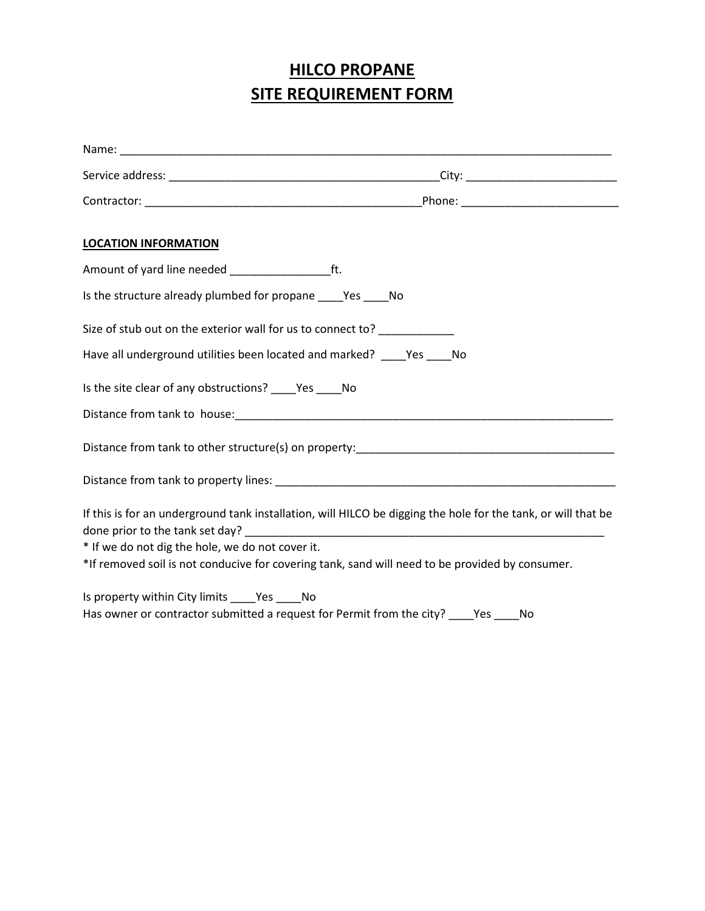# HILCO PROPANE
# SITE REQUIREMENT FORM

Name: ___________________________________________________________________________

Service address: __________________________________________City: _______________________

Contractor: ___________________________________________Phone: ________________________

**LOCATION INFORMATION**

Amount of yard line needed _______________ft.

Is the structure already plumbed for propane ____Yes ____No

Size of stub out on the exterior wall for us to connect to? ___________

Have all underground utilities been located and marked? ____Yes ____No

Is the site clear of any obstructions? ____Yes ____No

Distance from tank to house:____________________________________________________________

Distance from tank to other structure(s) on property:_________________________________________

Distance from tank to property lines: _____________________________________________________

If this is for an underground tank installation, will HILCO be digging the hole for the tank, or will that be done prior to the tank set day? ___________________________________________________________

* If we do not dig the hole, we do not cover it.

*If removed soil is not conducive for covering tank, sand will need to be provided by consumer.

Is property within City limits ____Yes ____No

Has owner or contractor submitted a request for Permit from the city? ____Yes ____No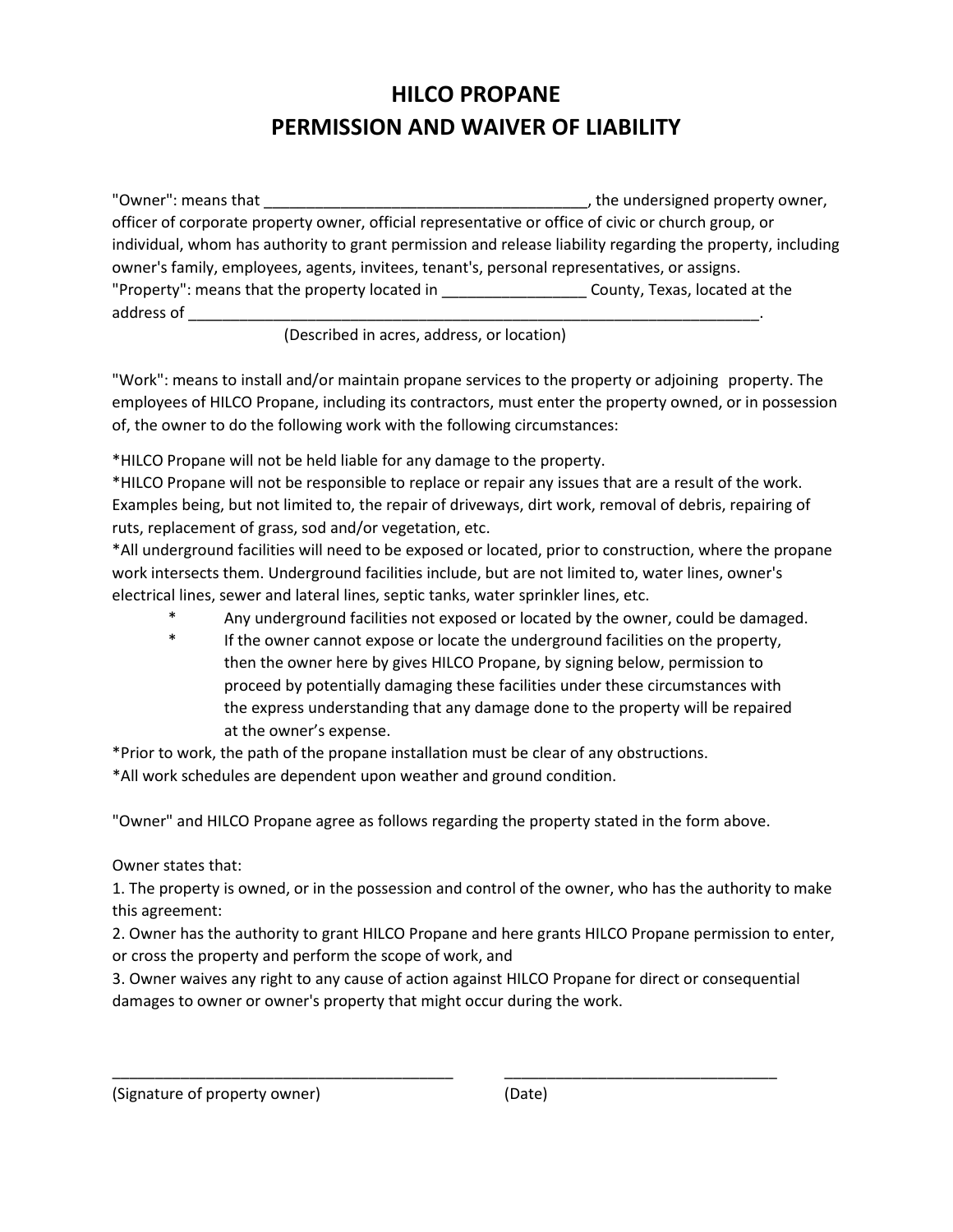# HILCO PROPANE
# PERMISSION AND WAIVER OF LIABILITY

"Owner": means that ______________________________________, the undersigned property owner, officer of corporate property owner, official representative or office of civic or church group, or individual, whom has authority to grant permission and release liability regarding the property, including owner's family, employees, agents, invitees, tenant's, personal representatives, or assigns.
"Property": means that the property located in _________________ County, Texas, located at the address of ______________________________________________________________________.
(Described in acres, address, or location)

"Work": means to install and/or maintain propane services to the property or adjoining property. The employees of HILCO Propane, including its contractors, must enter the property owned, or in possession of, the owner to do the following work with the following circumstances:

*HILCO Propane will not be held liable for any damage to the property.
*HILCO Propane will not be responsible to replace or repair any issues that are a result of the work. Examples being, but not limited to, the repair of driveways, dirt work, removal of debris, repairing of ruts, replacement of grass, sod and/or vegetation, etc.
*All underground facilities will need to be exposed or located, prior to construction, where the propane work intersects them. Underground facilities include, but are not limited to, water lines, owner's electrical lines, sewer and lateral lines, septic tanks, water sprinkler lines, etc.

- Any underground facilities not exposed or located by the owner, could be damaged.
- If the owner cannot expose or locate the underground facilities on the property, then the owner here by gives HILCO Propane, by signing below, permission to proceed by potentially damaging these facilities under these circumstances with the express understanding that any damage done to the property will be repaired at the owner's expense.

*Prior to work, the path of the propane installation must be clear of any obstructions.
*All work schedules are dependent upon weather and ground condition.

"Owner" and HILCO Propane agree as follows regarding the property stated in the form above.

Owner states that:
1. The property is owned, or in the possession and control of the owner, who has the authority to make this agreement:
2. Owner has the authority to grant HILCO Propane and here grants HILCO Propane permission to enter, or cross the property and perform the scope of work, and
3. Owner waives any right to any cause of action against HILCO Propane for direct or consequential damages to owner or owner's property that might occur during the work.

_________________________________________ _________________________________
(Signature of property owner) (Date)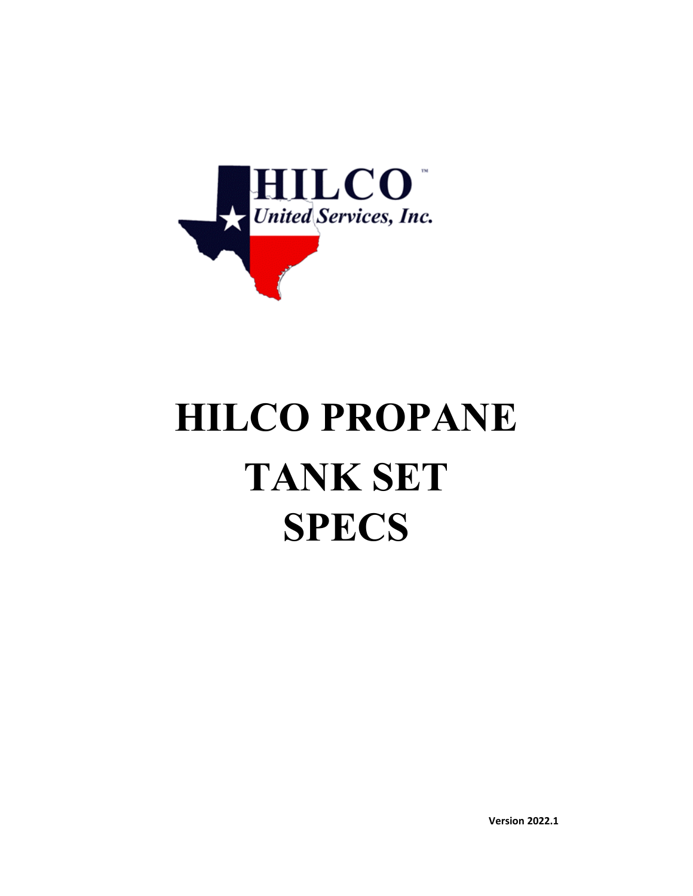# HILCO PROPANE

# TANK SET

# SPECS

**Version 2022.1**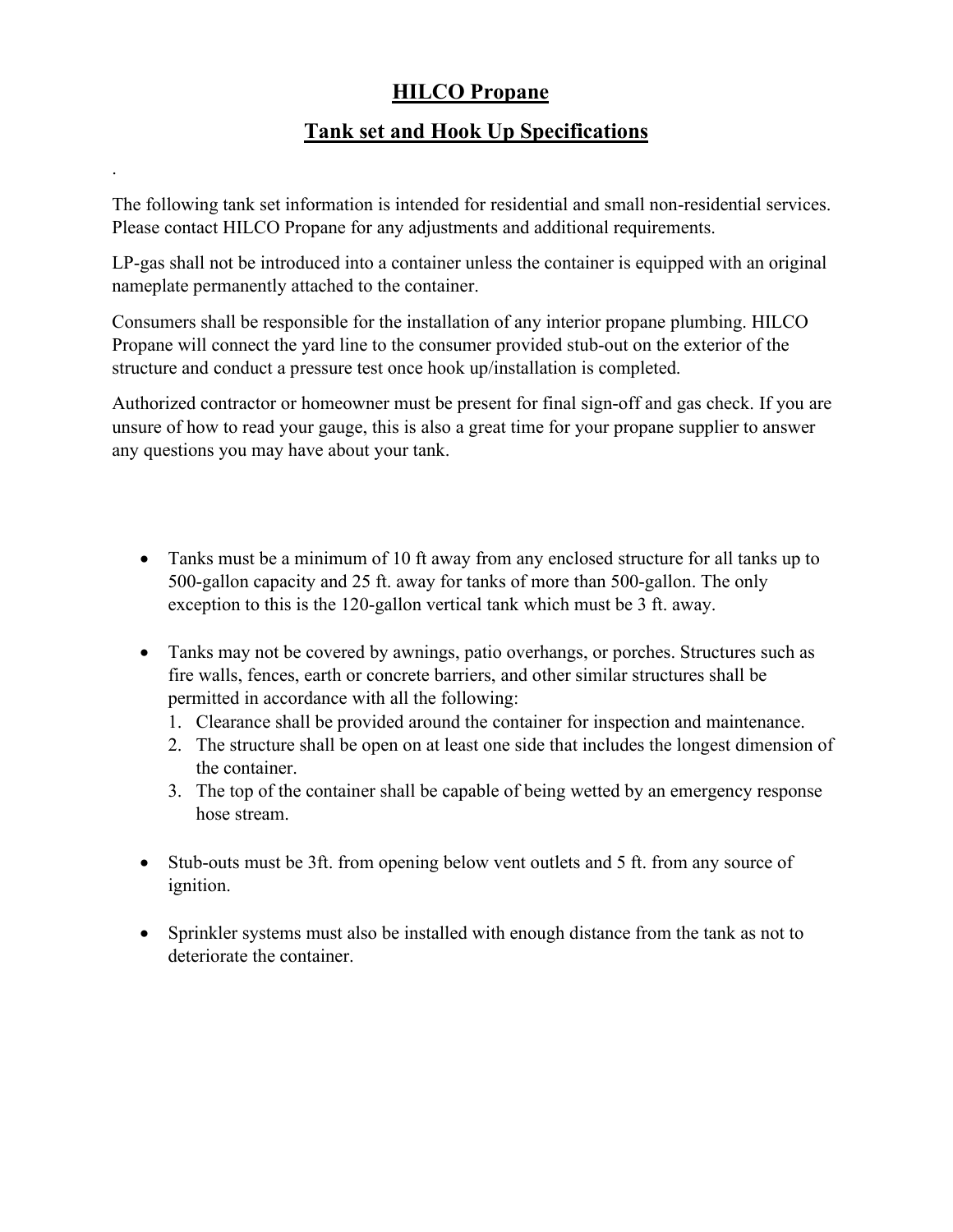# HILCO Propane

## Tank set and Hook Up Specifications

.

The following tank set information is intended for residential and small non-residential services. Please contact HILCO Propane for any adjustments and additional requirements.

LP-gas shall not be introduced into a container unless the container is equipped with an original nameplate permanently attached to the container.

Consumers shall be responsible for the installation of any interior propane plumbing. HILCO Propane will connect the yard line to the consumer provided stub-out on the exterior of the structure and conduct a pressure test once hook up/installation is completed.

Authorized contractor or homeowner must be present for final sign-off and gas check. If you are unsure of how to read your gauge, this is also a great time for your propane supplier to answer any questions you may have about your tank.

- Tanks must be a minimum of 10 ft away from any enclosed structure for all tanks up to 500-gallon capacity and 25 ft. away for tanks of more than 500-gallon. The only exception to this is the 120-gallon vertical tank which must be 3 ft. away.

- Tanks may not be covered by awnings, patio overhangs, or porches. Structures such as fire walls, fences, earth or concrete barriers, and other similar structures shall be permitted in accordance with all the following:
  1. Clearance shall be provided around the container for inspection and maintenance.
  2. The structure shall be open on at least one side that includes the longest dimension of the container.
  3. The top of the container shall be capable of being wetted by an emergency response hose stream.

- Stub-outs must be 3ft. from opening below vent outlets and 5 ft. from any source of ignition.

- Sprinkler systems must also be installed with enough distance from the tank as not to deteriorate the container.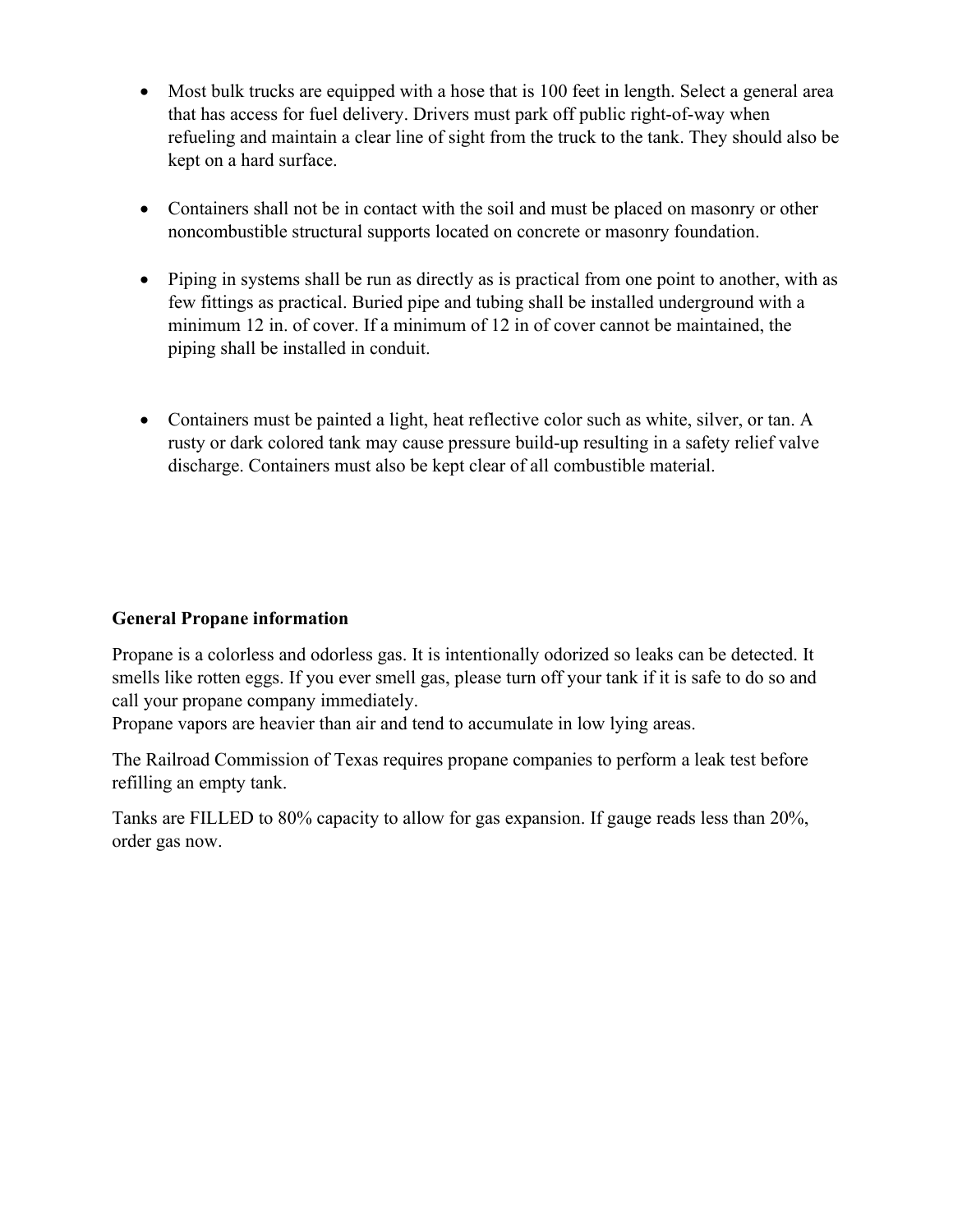- Most bulk trucks are equipped with a hose that is 100 feet in length. Select a general area that has access for fuel delivery. Drivers must park off public right-of-way when refueling and maintain a clear line of sight from the truck to the tank. They should also be kept on a hard surface.

- Containers shall not be in contact with the soil and must be placed on masonry or other noncombustible structural supports located on concrete or masonry foundation.

- Piping in systems shall be run as directly as is practical from one point to another, with as few fittings as practical. Buried pipe and tubing shall be installed underground with a minimum 12 in. of cover. If a minimum of 12 in of cover cannot be maintained, the piping shall be installed in conduit.

- Containers must be painted a light, heat reflective color such as white, silver, or tan. A rusty or dark colored tank may cause pressure build-up resulting in a safety relief valve discharge. Containers must also be kept clear of all combustible material.

**General Propane information**

Propane is a colorless and odorless gas. It is intentionally odorized so leaks can be detected. It smells like rotten eggs. If you ever smell gas, please turn off your tank if it is safe to do so and call your propane company immediately.
Propane vapors are heavier than air and tend to accumulate in low lying areas.

The Railroad Commission of Texas requires propane companies to perform a leak test before refilling an empty tank.

Tanks are FILLED to 80% capacity to allow for gas expansion. If gauge reads less than 20%, order gas now.